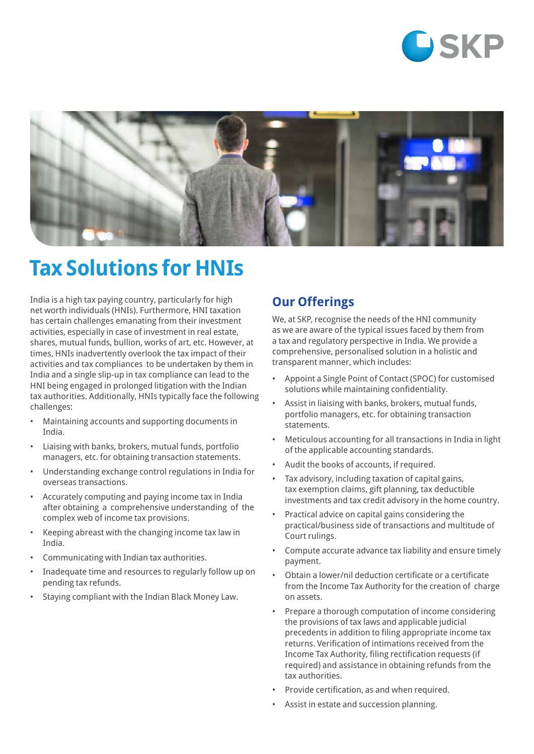# Tax Solutions for HNIs

India is a high tax paying country, particularly for high net worth individuals (HNIs). Furthermore, HNI taxation has certain challenges emanating from their investment activities, especially in case of investment in real estate, shares, mutual funds, bullion, works of art, etc. However, at times, HNIs inadvertently overlook the tax impact of their activities and tax compliances to be undertaken by them in India and a single slip-up in tax compliance can lead to the HNI being engaged in prolonged litigation with the Indian tax authorities. Additionally, HNIs typically face the following challenges:

- Maintaining accounts and supporting documents in India.
- Liaising with banks, brokers, mutual funds, portfolio managers, etc. for obtaining transaction statements.
- Understanding exchange control regulations in India for overseas transactions.
- Accurately computing and paying income tax in India after obtaining a comprehensive understanding of the complex web of income tax provisions.
- Keeping abreast with the changing income tax law in India.
- Communicating with Indian tax authorities.
- Inadequate time and resources to regularly follow up on pending tax refunds.
- Staying compliant with the Indian Black Money Law.

## Our Offerings

We, at SKP, recognise the needs of the HNI community as we are aware of the typical issues faced by them from a tax and regulatory perspective in India. We provide a comprehensive, personalised solution in a holistic and transparent manner, which includes:

- Appoint a Single Point of Contact (SPOC) for customised solutions while maintaining confidentiality.
- Assist in liaising with banks, brokers, mutual funds, portfolio managers, etc. for obtaining transaction statements.
- Meticulous accounting for all transactions in India in light of the applicable accounting standards.
- Audit the books of accounts, if required.
- Tax advisory, including taxation of capital gains, tax exemption claims, gift planning, tax deductible investments and tax credit advisory in the home country.
- Practical advice on capital gains considering the practical/business side of transactions and multitude of Court rulings.
- Compute accurate advance tax liability and ensure timely payment.
- Obtain a lower/nil deduction certificate or a certificate from the Income Tax Authority for the creation of charge on assets.
- Prepare a thorough computation of income considering the provisions of tax laws and applicable judicial precedents in addition to filing appropriate income tax returns. Verification of intimations received from the Income Tax Authority, filing rectification requests (if required) and assistance in obtaining refunds from the tax authorities.
- Provide certification, as and when required.
- Assist in estate and succession planning.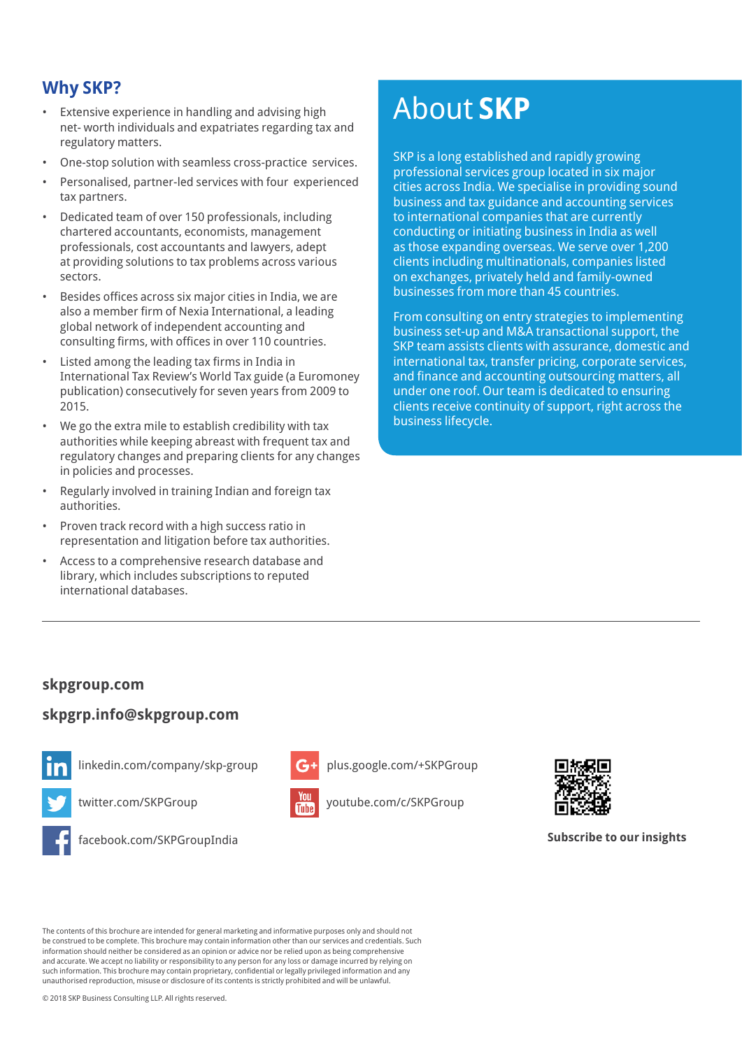## Why SKP?

- Extensive experience in handling and advising high net- worth individuals and expatriates regarding tax and regulatory matters.
- One-stop solution with seamless cross-practice services.
- Personalised, partner-led services with four experienced tax partners.
- Dedicated team of over 150 professionals, including chartered accountants, economists, management professionals, cost accountants and lawyers, adept at providing solutions to tax problems across various sectors.
- Besides offices across six major cities in India, we are also a member firm of Nexia International, a leading global network of independent accounting and consulting firms, with offices in over 110 countries.
- Listed among the leading tax firms in India in International Tax Review's World Tax guide (a Euromoney publication) consecutively for seven years from 2009 to 2015.
- We go the extra mile to establish credibility with tax authorities while keeping abreast with frequent tax and regulatory changes and preparing clients for any changes in policies and processes.
- Regularly involved in training Indian and foreign tax authorities.
- Proven track record with a high success ratio in representation and litigation before tax authorities.
- Access to a comprehensive research database and library, which includes subscriptions to reputed international databases.

# About **SKP**

SKP is a long established and rapidly growing professional services group located in six major cities across India. We specialise in providing sound business and tax guidance and accounting services to international companies that are currently conducting or initiating business in India as well as those expanding overseas. We serve over 1,200 clients including multinationals, companies listed on exchanges, privately held and family-owned businesses from more than 45 countries.

From consulting on entry strategies to implementing business set-up and M&A transactional support, the SKP team assists clients with assurance, domestic and international tax, transfer pricing, corporate services, and finance and accounting outsourcing matters, all under one roof. Our team is dedicated to ensuring clients receive continuity of support, right across the business lifecycle.

---

**skpgroup.com**

**skpgrp.info@skpgroup.com**

linkedin.com/company/skp-group

twitter.com/SKPGroup

facebook.com/SKPGroupIndia

plus.google.com/+SKPGroup

youtube.com/c/SKPGroup

**Subscribe to our insights**

The contents of this brochure are intended for general marketing and informative purposes only and should not be construed to be complete. This brochure may contain information other than our services and credentials. Such information should neither be considered as an opinion or advice nor be relied upon as being comprehensive and accurate. We accept no liability or responsibility to any person for any loss or damage incurred by relying on such information. This brochure may contain proprietary, confidential or legally privileged information and any unauthorised reproduction, misuse or disclosure of its contents is strictly prohibited and will be unlawful.

© 2018 SKP Business Consulting LLP. All rights reserved.